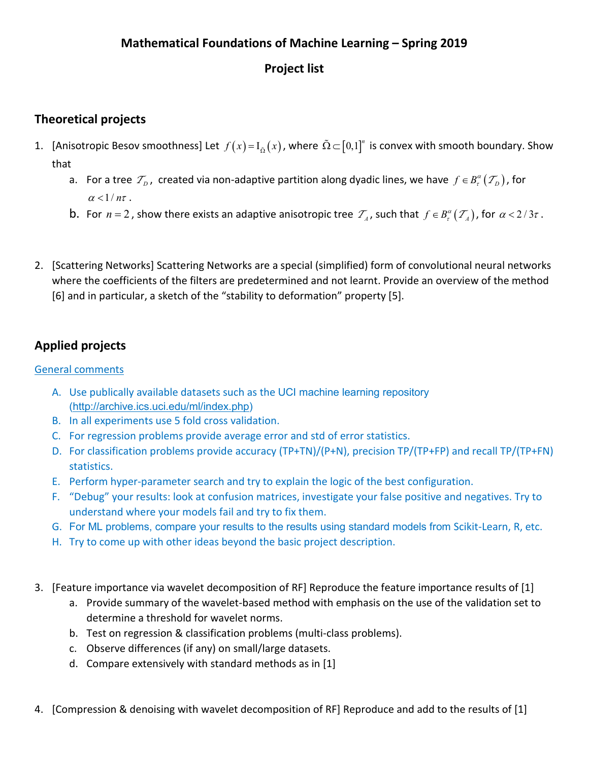# Mathematical Foundations of Machine Learning – Spring 2019

## Project list

## Theoretical projects

1. [Anisotropic Besov smoothness] Let $f(x) = \mathrm{I}_{\tilde{\Omega}}(x)$, where $\tilde{\Omega} \subset [0,1]^n$ is convex with smooth boundary. Show that
   a. For a tree $\mathcal{T}_D$, created via non-adaptive partition along dyadic lines, we have $f \in B_\tau^\alpha(\mathcal{T}_D)$, for $\alpha < 1/n\tau$.
   b. For $n = 2$, show there exists an adaptive anisotropic tree $\mathcal{T}_A$, such that $f \in B_\tau^\alpha(\mathcal{T}_A)$, for $\alpha < 2/3\tau$.

2. [Scattering Networks] Scattering Networks are a special (simplified) form of convolutional neural networks where the coefficients of the filters are predetermined and not learnt. Provide an overview of the method [6] and in particular, a sketch of the "stability to deformation" property [5].

## Applied projects

General comments

A. Use publically available datasets such as the UCI machine learning repository (http://archive.ics.uci.edu/ml/index.php)
B. In all experiments use 5 fold cross validation.
C. For regression problems provide average error and std of error statistics.
D. For classification problems provide accuracy (TP+TN)/(P+N), precision TP/(TP+FP) and recall TP/(TP+FN) statistics.
E. Perform hyper-parameter search and try to explain the logic of the best configuration.
F. "Debug" your results: look at confusion matrices, investigate your false positive and negatives. Try to understand where your models fail and try to fix them.
G. For ML problems, compare your results to the results using standard models from Scikit-Learn, R, etc.
H. Try to come up with other ideas beyond the basic project description.

3. [Feature importance via wavelet decomposition of RF] Reproduce the feature importance results of [1]
   a. Provide summary of the wavelet-based method with emphasis on the use of the validation set to determine a threshold for wavelet norms.
   b. Test on regression & classification problems (multi-class problems).
   c. Observe differences (if any) on small/large datasets.
   d. Compare extensively with standard methods as in [1]

4. [Compression & denoising with wavelet decomposition of RF] Reproduce and add to the results of [1]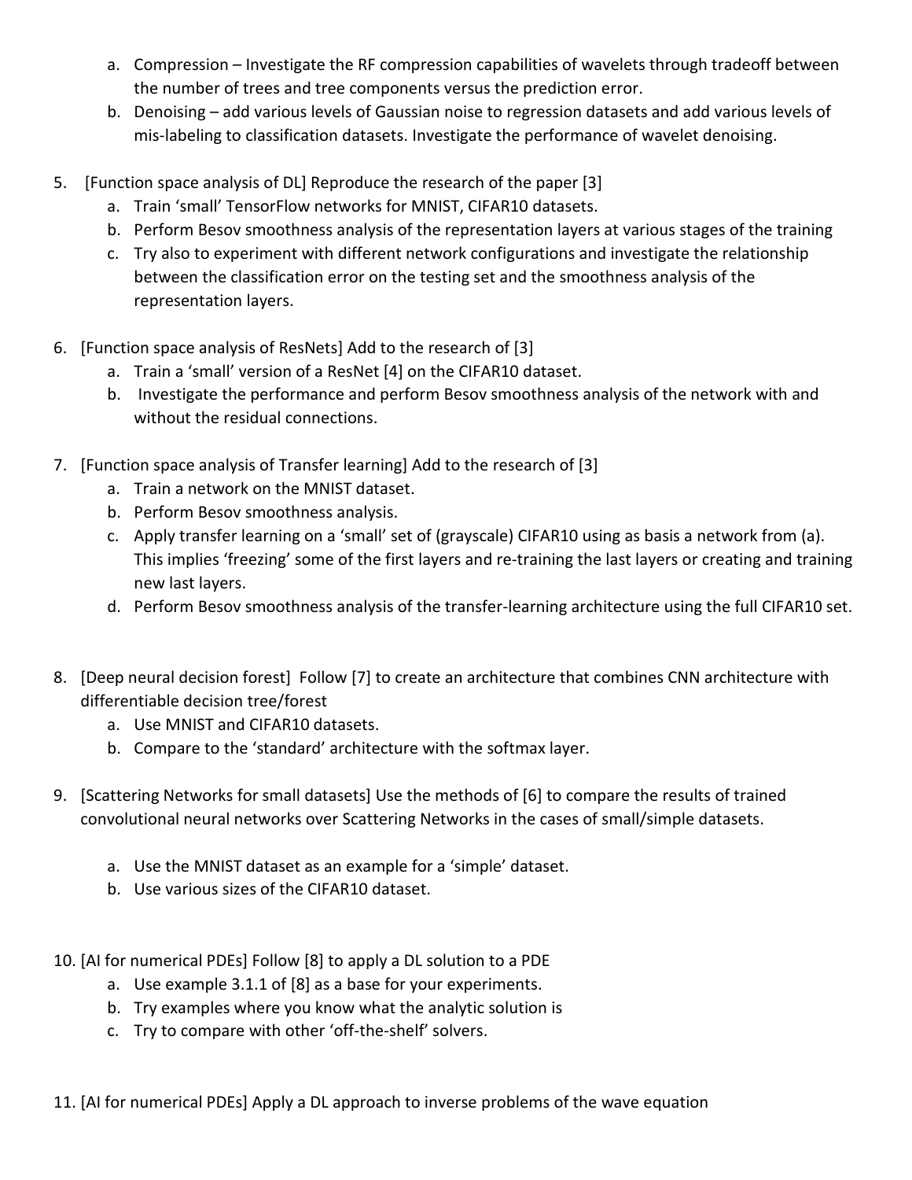a. Compression – Investigate the RF compression capabilities of wavelets through tradeoff between the number of trees and tree components versus the prediction error.
   b. Denoising – add various levels of Gaussian noise to regression datasets and add various levels of mis-labeling to classification datasets. Investigate the performance of wavelet denoising.

5. [Function space analysis of DL] Reproduce the research of the paper [3]
   a. Train 'small' TensorFlow networks for MNIST, CIFAR10 datasets.
   b. Perform Besov smoothness analysis of the representation layers at various stages of the training
   c. Try also to experiment with different network configurations and investigate the relationship between the classification error on the testing set and the smoothness analysis of the representation layers.

6. [Function space analysis of ResNets] Add to the research of [3]
   a. Train a 'small' version of a ResNet [4] on the CIFAR10 dataset.
   b. Investigate the performance and perform Besov smoothness analysis of the network with and without the residual connections.

7. [Function space analysis of Transfer learning] Add to the research of [3]
   a. Train a network on the MNIST dataset.
   b. Perform Besov smoothness analysis.
   c. Apply transfer learning on a 'small' set of (grayscale) CIFAR10 using as basis a network from (a). This implies 'freezing' some of the first layers and re-training the last layers or creating and training new last layers.
   d. Perform Besov smoothness analysis of the transfer-learning architecture using the full CIFAR10 set.

8. [Deep neural decision forest] Follow [7] to create an architecture that combines CNN architecture with differentiable decision tree/forest
   a. Use MNIST and CIFAR10 datasets.
   b. Compare to the 'standard' architecture with the softmax layer.

9. [Scattering Networks for small datasets] Use the methods of [6] to compare the results of trained convolutional neural networks over Scattering Networks in the cases of small/simple datasets.
   a. Use the MNIST dataset as an example for a 'simple' dataset.
   b. Use various sizes of the CIFAR10 dataset.

10. [AI for numerical PDEs] Follow [8] to apply a DL solution to a PDE
    a. Use example 3.1.1 of [8] as a base for your experiments.
    b. Try examples where you know what the analytic solution is
    c. Try to compare with other 'off-the-shelf' solvers.

11. [AI for numerical PDEs] Apply a DL approach to inverse problems of the wave equation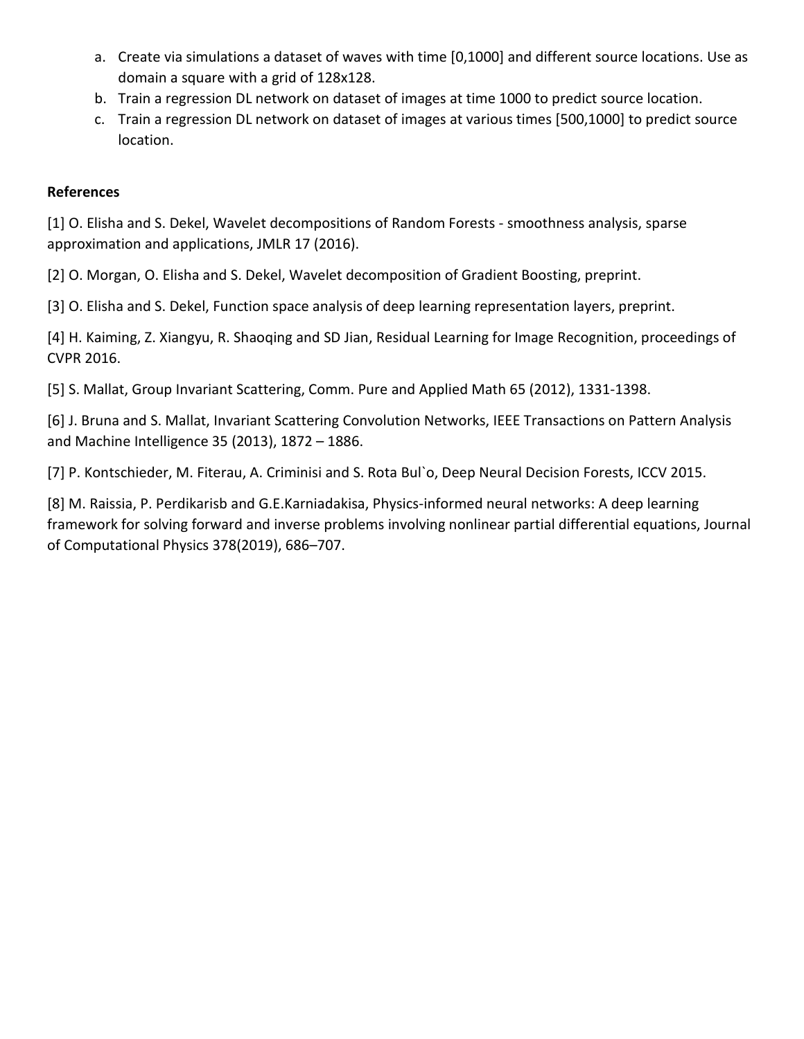a. Create via simulations a dataset of waves with time [0,1000] and different source locations. Use as domain a square with a grid of 128x128.
b. Train a regression DL network on dataset of images at time 1000 to predict source location.
c. Train a regression DL network on dataset of images at various times [500,1000] to predict source location.

**References**

[1] O. Elisha and S. Dekel, Wavelet decompositions of Random Forests - smoothness analysis, sparse approximation and applications, JMLR 17 (2016).

[2] O. Morgan, O. Elisha and S. Dekel, Wavelet decomposition of Gradient Boosting, preprint.

[3] O. Elisha and S. Dekel, Function space analysis of deep learning representation layers, preprint.

[4] H. Kaiming, Z. Xiangyu, R. Shaoqing and SD Jian, Residual Learning for Image Recognition, proceedings of CVPR 2016.

[5] S. Mallat, Group Invariant Scattering, Comm. Pure and Applied Math 65 (2012), 1331-1398.

[6] J. Bruna and S. Mallat, Invariant Scattering Convolution Networks, IEEE Transactions on Pattern Analysis and Machine Intelligence 35 (2013), 1872 – 1886.

[7] P. Kontschieder, M. Fiterau, A. Criminisi and S. Rota Bul`o, Deep Neural Decision Forests, ICCV 2015.

[8] M. Raissia, P. Perdikarisb and G.E.Karniadakisa, Physics-informed neural networks: A deep learning framework for solving forward and inverse problems involving nonlinear partial differential equations, Journal of Computational Physics 378(2019), 686–707.